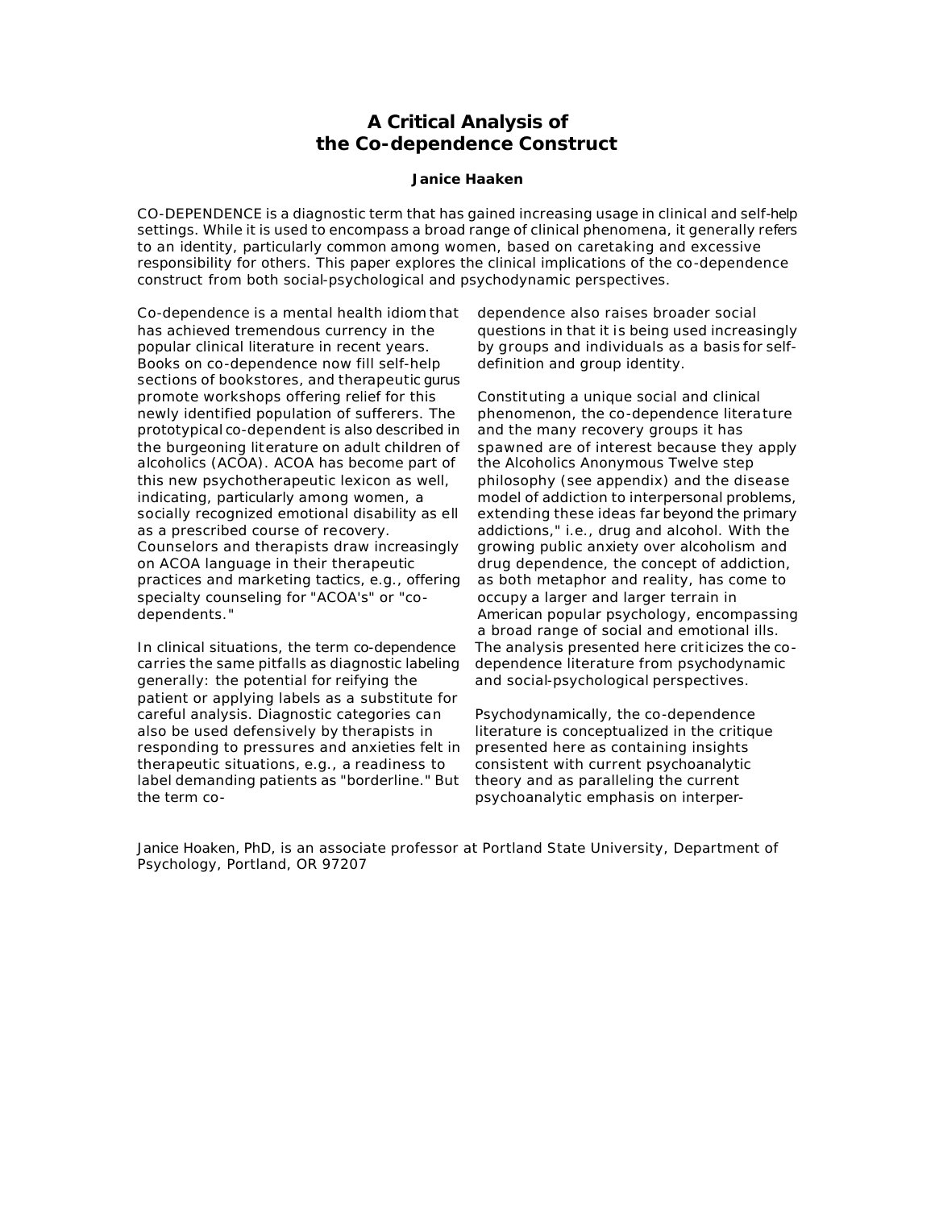# A Critical Analysis of the Co-dependence Construct

**Janice Haaken**

CO-DEPENDENCE is a diagnostic term that has gained increasing usage in clinical and self-help settings. While it is used to encompass a broad range of clinical phenomena, it generally refers to an identity, particularly common among women, based on caretaking and excessive responsibility for others. This paper explores the clinical implications of the co-dependence construct from both social-psychological and psychodynamic perspectives.

Co-dependence is a mental health idiom that has achieved tremendous currency in the popular clinical literature in recent years. Books on co-dependence now fill self-help sections of bookstores, and therapeutic gurus promote workshops offering relief for this newly identified population of sufferers. The prototypical co-dependent is also described in the burgeoning literature on adult children of alcoholics (ACOA). ACOA has become part of this new psychotherapeutic lexicon as well, indicating, particularly among women, a socially recognized emotional disability as ell as a prescribed course of recovery. Counselors and therapists draw increasingly on ACOA language in their therapeutic practices and marketing tactics, e.g., offering specialty counseling for "ACOA's" or "co-dependents."

In clinical situations, the term co-dependence carries the same pitfalls as diagnostic labeling generally: the potential for reifying the patient or applying labels as a substitute for careful analysis. Diagnostic categories can also be used defensively by therapists in responding to pressures and anxieties felt in therapeutic situations, e.g., a readiness to label demanding patients as "borderline." But the term co-dependence also raises broader social questions in that it is being used increasingly by groups and individuals as a basis for self-definition and group identity.

Constituting a unique social and clinical phenomenon, the co-dependence literature and the many recovery groups it has spawned are of interest because they apply the Alcoholics Anonymous Twelve step philosophy (see appendix) and the disease model of addiction to interpersonal problems, extending these ideas far beyond the primary addictions," i.e., drug and alcohol. With the growing public anxiety over alcoholism and drug dependence, the concept of addiction, as both metaphor and reality, has come to occupy a larger and larger terrain in American popular psychology, encompassing a broad range of social and emotional ills. The analysis presented here criticizes the co-dependence literature from psychodynamic and social-psychological perspectives.

Psychodynamically, the co-dependence literature is conceptualized in the critique presented here as containing insights consistent with current psychoanalytic theory and as paralleling the current psychoanalytic emphasis on interper-

Janice Hoaken, PhD, is an associate professor at Portland State University, Department of Psychology, Portland, OR 97207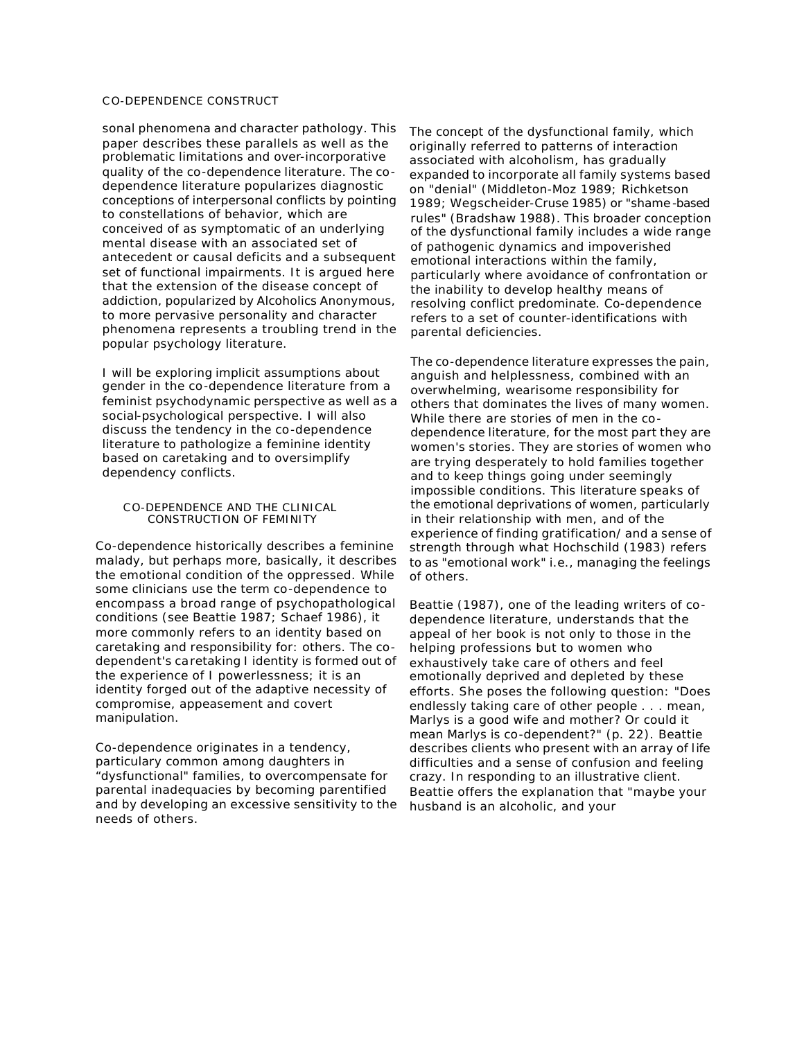sonal phenomena and character pathology. This paper describes these parallels as well as the problematic limitations and over-incorporative quality of the co-dependence literature. The co-dependence literature popularizes diagnostic conceptions of interpersonal conflicts by pointing to constellations of behavior, which are conceived of as symptomatic of an underlying mental disease with an associated set of antecedent or causal deficits and a subsequent set of functional impairments. It is argued here that the extension of the disease concept of addiction, popularized by Alcoholics Anonymous, to more pervasive personality and character phenomena represents a troubling trend in the popular psychology literature.

I will be exploring implicit assumptions about gender in the co-dependence literature from a feminist psychodynamic perspective as well as a social-psychological perspective. I will also discuss the tendency in the co-dependence literature to pathologize a feminine identity based on caretaking and to oversimplify dependency conflicts.

## CO-DEPENDENCE AND THE CLINICAL CONSTRUCTION OF FEMINITY

Co-dependence historically describes a feminine malady, but perhaps more, basically, it describes the emotional condition of the oppressed. While some clinicians use the term co-dependence to encompass a broad range of psychopathological conditions (see Beattie 1987; Schaef 1986), it more commonly refers to an identity based on caretaking and responsibility for: others. The co-dependent's caretaking I identity is formed out of the experience of I powerlessness; it is an identity forged out of the adaptive necessity of compromise, appeasement and covert manipulation.

Co-dependence originates in a tendency, particulary common among daughters in "dysfunctional" families, to overcompensate for parental inadequacies by becoming parentified and by developing an excessive sensitivity to the needs of others.

The concept of the dysfunctional family, which originally referred to patterns of interaction associated with alcoholism, has gradually expanded to incorporate all family systems based on "denial" (Middleton-Moz 1989; Richketson 1989; Wegscheider-Cruse 1985) or "shame-based rules" (Bradshaw 1988). This broader conception of the dysfunctional family includes a wide range of pathogenic dynamics and impoverished emotional interactions within the family, particularly where avoidance of confrontation or the inability to develop healthy means of resolving conflict predominate. Co-dependence refers to a set of counter-identifications with parental deficiencies.

The co-dependence literature expresses the pain, anguish and helplessness, combined with an overwhelming, wearisome responsibility for others that dominates the lives of many women. While there are stories of men in the co-dependence literature, for the most part they are women's stories. They are stories of women who are trying desperately to hold families together and to keep things going under seemingly impossible conditions. This literature speaks of the emotional deprivations of women, particularly in their relationship with men, and of the experience of finding gratification/ and a sense of strength through what Hochschild (1983) refers to as "emotional work" i.e., managing the feelings of others.

Beattie (1987), one of the leading writers of co-dependence literature, understands that the appeal of her book is not only to those in the helping professions but to women who exhaustively take care of others and feel emotionally deprived and depleted by these efforts. She poses the following question: "Does endlessly taking care of other people . . . mean, Marlys is a good wife and mother? Or could it mean Marlys is co-dependent?" (p. 22). Beattie describes clients who present with an array of life difficulties and a sense of confusion and feeling crazy. In responding to an illustrative client. Beattie offers the explanation that "maybe your husband is an alcoholic, and your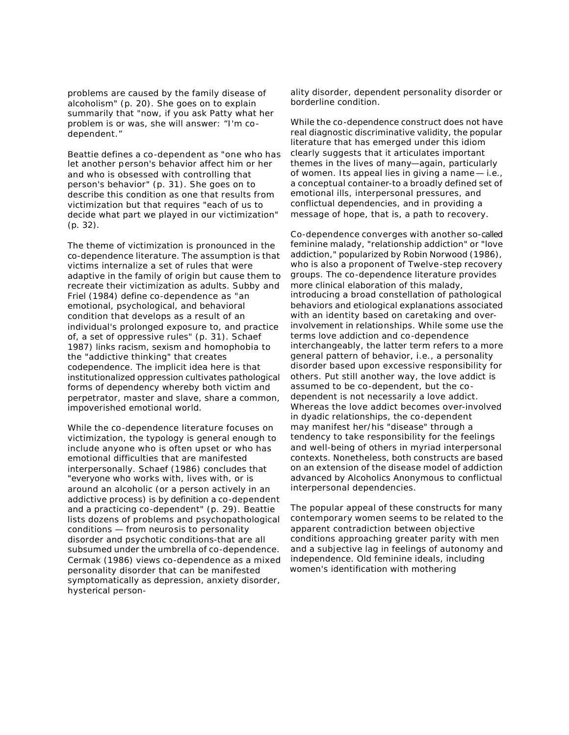problems are caused by the family disease of alcoholism" (p. 20). She goes on to explain summarily that "now, if you ask Patty what her problem is or was, she will answer: “I'm co-dependent.”

Beattie defines a co-dependent as "one who has let another person's behavior affect him or her and who is obsessed with controlling that person's behavior" (p. 31). She goes on to describe this condition as one that results from victimization but that requires "each of us to decide what part we played in our victimization" (p. 32).

The theme of victimization is pronounced in the co-dependence literature. The assumption is that victims internalize a set of rules that were adaptive in the family of origin but cause them to recreate their victimization as adults. Subby and Friel (1984) define co-dependence as "an emotional, psychological, and behavioral condition that develops as a result of an individual's prolonged exposure to, and practice of, a set of oppressive rules" (p. 31). Schaef 1987) links racism, sexism and homophobia to the "addictive thinking" that creates codependence. The implicit idea here is that institutionalized oppression cultivates pathological forms of dependency whereby both victim and perpetrator, master and slave, share a common, impoverished emotional world.

While the co-dependence literature focuses on victimization, the typology is general enough to include anyone who is often upset or who has emotional difficulties that are manifested interpersonally. Schaef (1986) concludes that "everyone who works with, lives with, or is around an alcoholic (or a person actively in an addictive process) is by definition a co-dependent and a practicing co-dependent" (p. 29). Beattie lists dozens of problems and psychopathological conditions — from neurosis to personality disorder and psychotic conditions-that are all subsumed under the umbrella of co-dependence. Cermak (1986) views co-dependence as a mixed personality disorder that can be manifested symptomatically as depression, anxiety disorder, hysterical personality disorder, dependent personality disorder or borderline condition.

While the co-dependence construct does not have real diagnostic discriminative validity, the popular literature that has emerged under this idiom clearly suggests that it articulates important themes in the lives of many—again, particularly of women. Its appeal lies in giving a name — i.e., a conceptual container-to a broadly defined set of emotional ills, interpersonal pressures, and conflictual dependencies, and in providing a message of hope, that is, a path to recovery.

Co-dependence converges with another so-called feminine malady, "relationship addiction" or "love addiction," popularized by Robin Norwood (1986), who is also a proponent of Twelve-step recovery groups. The co-dependence literature provides more clinical elaboration of this malady, introducing a broad constellation of pathological behaviors and etiological explanations associated with an identity based on caretaking and over-involvement in relationships. While some use the terms love addiction and co-dependence interchangeably, the latter term refers to a more general pattern of behavior, i.e., a personality disorder based upon excessive responsibility for others. Put still another way, the love addict is assumed to be co-dependent, but the co-dependent is not necessarily a love addict. Whereas the love addict becomes over-involved in dyadic relationships, the co-dependent may manifest her/his "disease" through a tendency to take responsibility for the feelings and well-being of others in myriad interpersonal contexts. Nonetheless, both constructs are based on an extension of the disease model of addiction advanced by Alcoholics Anonymous to conflictual interpersonal dependencies.

The popular appeal of these constructs for many contemporary women seems to be related to the apparent contradiction between objective conditions approaching greater parity with men and a subjective lag in feelings of autonomy and independence. Old feminine ideals, including women's identification with mothering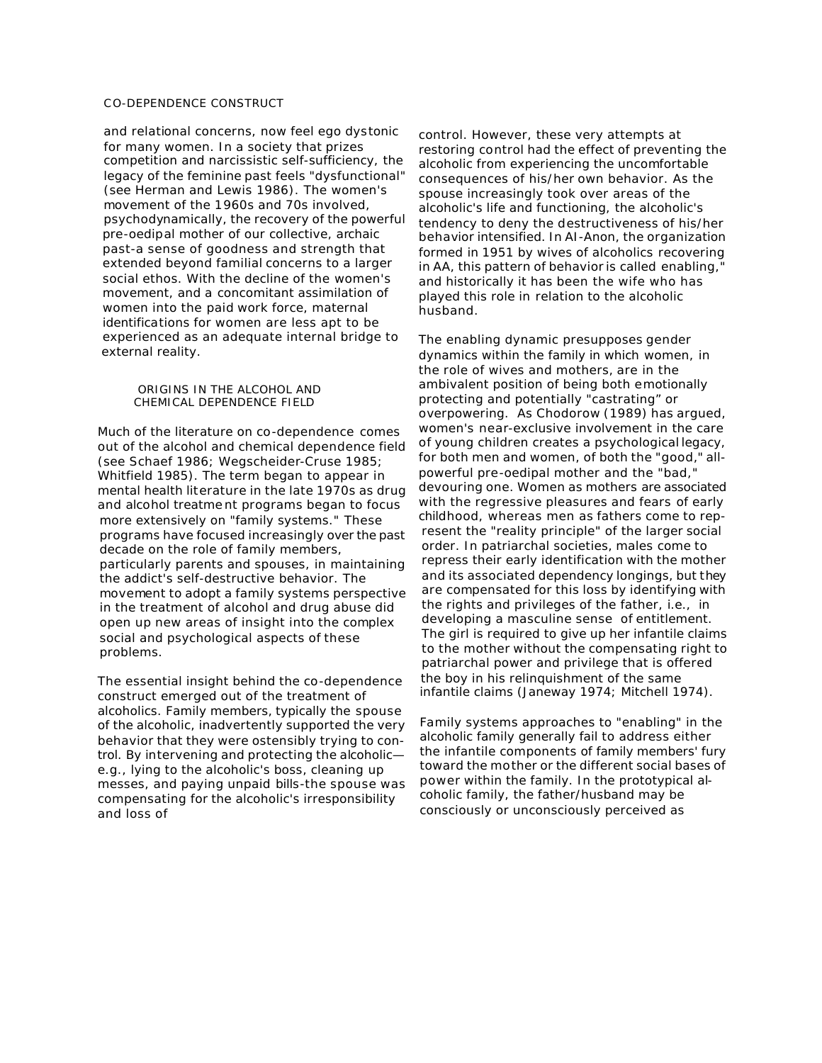and relational concerns, now feel ego dystonic for many women. In a society that prizes competition and narcissistic self-sufficiency, the legacy of the feminine past feels "dysfunctional" (see Herman and Lewis 1986). The women's movement of the 1960s and 70s involved, psychodynamically, the recovery of the powerful pre-oedipal mother of our collective, archaic past-a sense of goodness and strength that extended beyond familial concerns to a larger social ethos. With the decline of the women's movement, and a concomitant assimilation of women into the paid work force, maternal identifications for women are less apt to be experienced as an adequate internal bridge to external reality.

## ORIGINS IN THE ALCOHOL AND CHEMICAL DEPENDENCE FIELD

Much of the literature on co-dependence comes out of the alcohol and chemical dependence field (see Schaef 1986; Wegscheider-Cruse 1985; Whitfield 1985). The term began to appear in mental health literature in the late 1970s as drug and alcohol treatment programs began to focus more extensively on "family systems." These programs have focused increasingly over the past decade on the role of family members, particularly parents and spouses, in maintaining the addict's self-destructive behavior. The movement to adopt a family systems perspective in the treatment of alcohol and drug abuse did open up new areas of insight into the complex social and psychological aspects of these problems.

The essential insight behind the co-dependence construct emerged out of the treatment of alcoholics. Family members, typically the spouse of the alcoholic, inadvertently supported the very behavior that they were ostensibly trying to control. By intervening and protecting the alcoholic—e.g., lying to the alcoholic's boss, cleaning up messes, and paying unpaid bills-the spouse was compensating for the alcoholic's irresponsibility and loss of control. However, these very attempts at restoring control had the effect of preventing the alcoholic from experiencing the uncomfortable consequences of his/her own behavior. As the spouse increasingly took over areas of the alcoholic's life and functioning, the alcoholic's tendency to deny the destructiveness of his/her behavior intensified. In Al-Anon, the organization formed in 1951 by wives of alcoholics recovering in AA, this pattern of behavior is called enabling," and historically it has been the wife who has played this role in relation to the alcoholic husband.

The enabling dynamic presupposes gender dynamics within the family in which women, in the role of wives and mothers, are in the ambivalent position of being both emotionally protecting and potentially "castrating" or overpowering. As Chodorow (1989) has argued, women's near-exclusive involvement in the care of young children creates a psychological legacy, for both men and women, of both the "good," all-powerful pre-oedipal mother and the "bad," devouring one. Women as mothers are associated with the regressive pleasures and fears of early childhood, whereas men as fathers come to represent the "reality principle" of the larger social order. In patriarchal societies, males come to repress their early identification with the mother and its associated dependency longings, but they are compensated for this loss by identifying with the rights and privileges of the father, i.e., in developing a masculine sense of entitlement. The girl is required to give up her infantile claims to the mother without the compensating right to patriarchal power and privilege that is offered the boy in his relinquishment of the same infantile claims (Janeway 1974; Mitchell 1974).

Family systems approaches to "enabling" in the alcoholic family generally fail to address either the infantile components of family members' fury toward the mother or the different social bases of power within the family. In the prototypical alcoholic family, the father/husband may be consciously or unconsciously perceived as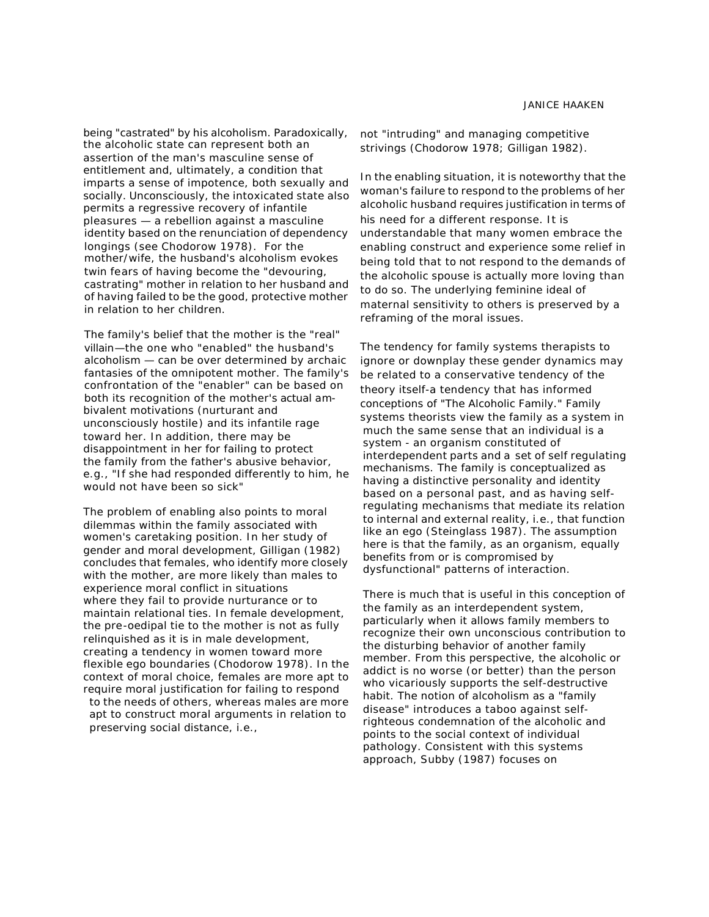being "castrated" by his alcoholism. Paradoxically, the alcoholic state can represent both an assertion of the man's masculine sense of entitlement and, ultimately, a condition that imparts a sense of impotence, both sexually and socially. Unconsciously, the intoxicated state also permits a regressive recovery of infantile pleasures — a rebellion against a masculine identity based on the renunciation of dependency longings (see Chodorow 1978). For the mother/wife, the husband's alcoholism evokes twin fears of having become the "devouring, castrating" mother in relation to her husband and of having failed to be the good, protective mother in relation to her children.

The family's belief that the mother is the "real" villain—the one who "enabled" the husband's alcoholism — can be over determined by archaic fantasies of the omnipotent mother. The family's confrontation of the "enabler" can be based on both its recognition of the mother's actual ambivalent motivations (nurturant and unconsciously hostile) and its infantile rage toward her. In addition, there may be disappointment in her for failing to protect the family from the father's abusive behavior, e.g., "If she had responded differently to him, he would not have been so sick"

The problem of enabling also points to moral dilemmas within the family associated with women's caretaking position. In her study of gender and moral development, Gilligan (1982) concludes that females, who identify more closely with the mother, are more likely than males to experience moral conflict in situations where they fail to provide nurturance or to maintain relational ties. In female development, the pre-oedipal tie to the mother is not as fully relinquished as it is in male development, creating a tendency in women toward more flexible ego boundaries (Chodorow 1978). In the context of moral choice, females are more apt to require moral justification for failing to respond to the needs of others, whereas males are more apt to construct moral arguments in relation to preserving social distance, i.e., not "intruding" and managing competitive strivings (Chodorow 1978; Gilligan 1982).

In the enabling situation, it is noteworthy that the woman's failure to respond to the problems of her alcoholic husband requires justification in terms of his need for a different response. It is understandable that many women embrace the enabling construct and experience some relief in being told that to not respond to the demands of the alcoholic spouse is actually more loving than to do so. The underlying feminine ideal of maternal sensitivity to others is preserved by a reframing of the moral issues.

The tendency for family systems therapists to ignore or downplay these gender dynamics may be related to a conservative tendency of the theory itself-a tendency that has informed conceptions of "The Alcoholic Family." Family systems theorists view the family as a system in much the same sense that an individual is a system - an organism constituted of interdependent parts and a set of self regulating mechanisms. The family is conceptualized as having a distinctive personality and identity based on a personal past, and as having self-regulating mechanisms that mediate its relation to internal and external reality, i.e., that function like an ego (Steinglass 1987). The assumption here is that the family, as an organism, equally benefits from or is compromised by dysfunctional" patterns of interaction.

There is much that is useful in this conception of the family as an interdependent system, particularly when it allows family members to recognize their own unconscious contribution to the disturbing behavior of another family member. From this perspective, the alcoholic or addict is no worse (or better) than the person who vicariously supports the self-destructive habit. The notion of alcoholism as a "family disease" introduces a taboo against self-righteous condemnation of the alcoholic and points to the social context of individual pathology. Consistent with this systems approach, Subby (1987) focuses on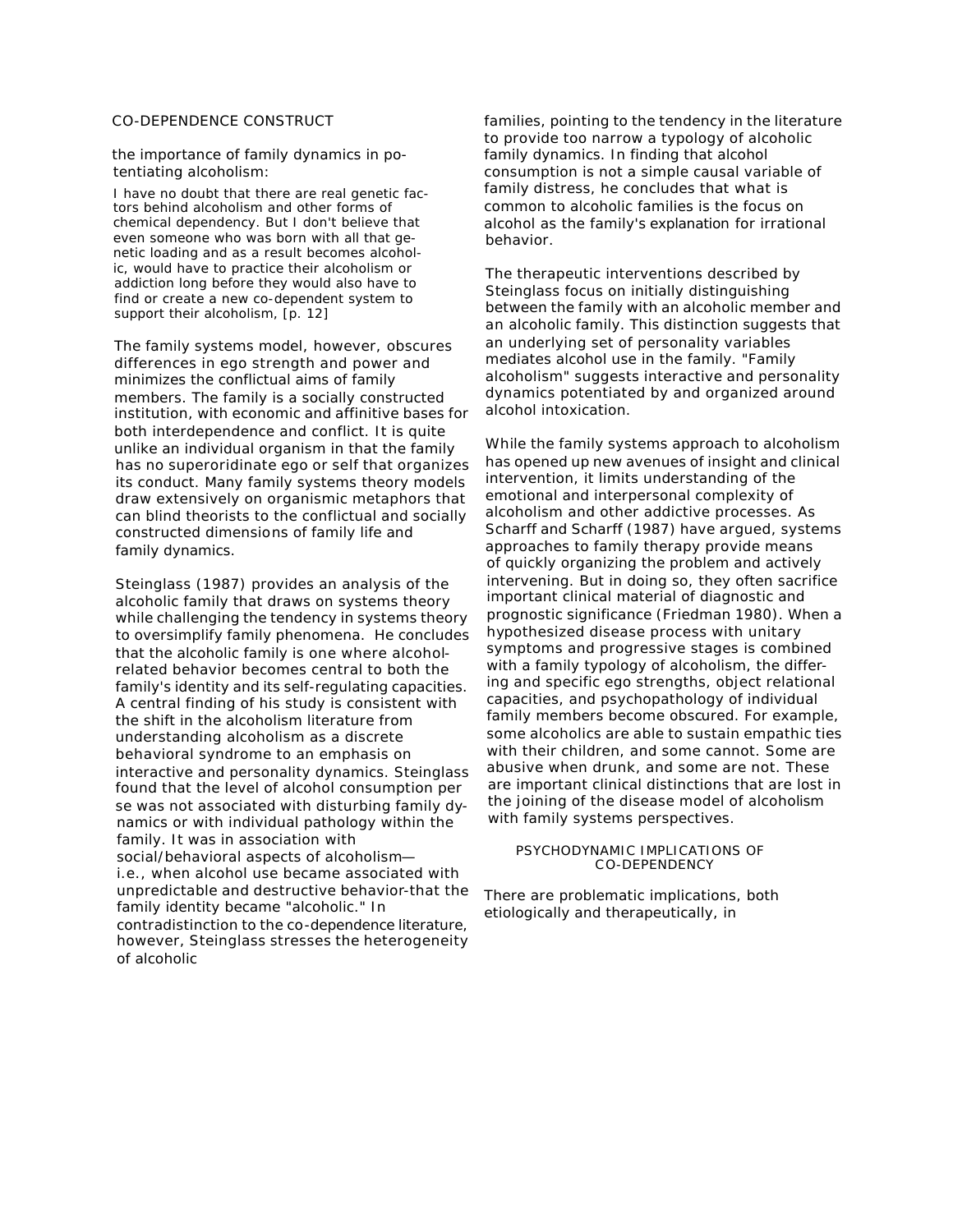the importance of family dynamics in potentiating alcoholism:

> I have no doubt that there are real genetic factors behind alcoholism and other forms of chemical dependency. But I don't believe that even someone who was born with all that genetic loading and as a result becomes alcoholic, would have to practice their alcoholism or addiction long before they would also have to find or create a new co-dependent system to support their alcoholism, [p. 12]

The family systems model, however, obscures differences in ego strength and power and minimizes the conflictual aims of family members. The family is a socially constructed institution, with economic and affinitive bases for both interdependence and conflict. It is quite unlike an individual organism in that the family has no superoridinate ego or self that organizes its conduct. Many family systems theory models draw extensively on organismic metaphors that can blind theorists to the conflictual and socially constructed dimensions of family life and family dynamics.

Steinglass (1987) provides an analysis of the alcoholic family that draws on systems theory while challenging the tendency in systems theory to oversimplify family phenomena. He concludes that the alcoholic family is one where alcohol-related behavior becomes central to both the family's identity and its self-regulating capacities. A central finding of his study is consistent with the shift in the alcoholism literature from understanding alcoholism as a discrete behavioral syndrome to an emphasis on interactive and personality dynamics. Steinglass found that the level of alcohol consumption per se was not associated with disturbing family dynamics or with individual pathology within the family. It was in association with social/behavioral aspects of alcoholism—i.e., when alcohol use became associated with unpredictable and destructive behavior-that the family identity became "alcoholic." In contradistinction to the co-dependence literature, however, Steinglass stresses the heterogeneity of alcoholic families, pointing to the tendency in the literature to provide too narrow a typology of alcoholic family dynamics. In finding that alcohol consumption is not a simple causal variable of family distress, he concludes that what is common to alcoholic families is the focus on alcohol as the family's explanation for irrational behavior.

The therapeutic interventions described by Steinglass focus on initially distinguishing between the family with an alcoholic member and an alcoholic family. This distinction suggests that an underlying set of personality variables mediates alcohol use in the family. "Family alcoholism" suggests interactive and personality dynamics potentiated by and organized around alcohol intoxication.

While the family systems approach to alcoholism has opened up new avenues of insight and clinical intervention, it limits understanding of the emotional and interpersonal complexity of alcoholism and other addictive processes. As Scharff and Scharff (1987) have argued, systems approaches to family therapy provide means of quickly organizing the problem and actively intervening. But in doing so, they often sacrifice important clinical material of diagnostic and prognostic significance (Friedman 1980). When a hypothesized disease process with unitary symptoms and progressive stages is combined with a family typology of alcoholism, the differing and specific ego strengths, object relational capacities, and psychopathology of individual family members become obscured. For example, some alcoholics are able to sustain empathic ties with their children, and some cannot. Some are abusive when drunk, and some are not. These are important clinical distinctions that are lost in the joining of the disease model of alcoholism with family systems perspectives.

## PSYCHODYNAMIC IMPLICATIONS OF CO-DEPENDENCY

There are problematic implications, both etiologically and therapeutically, in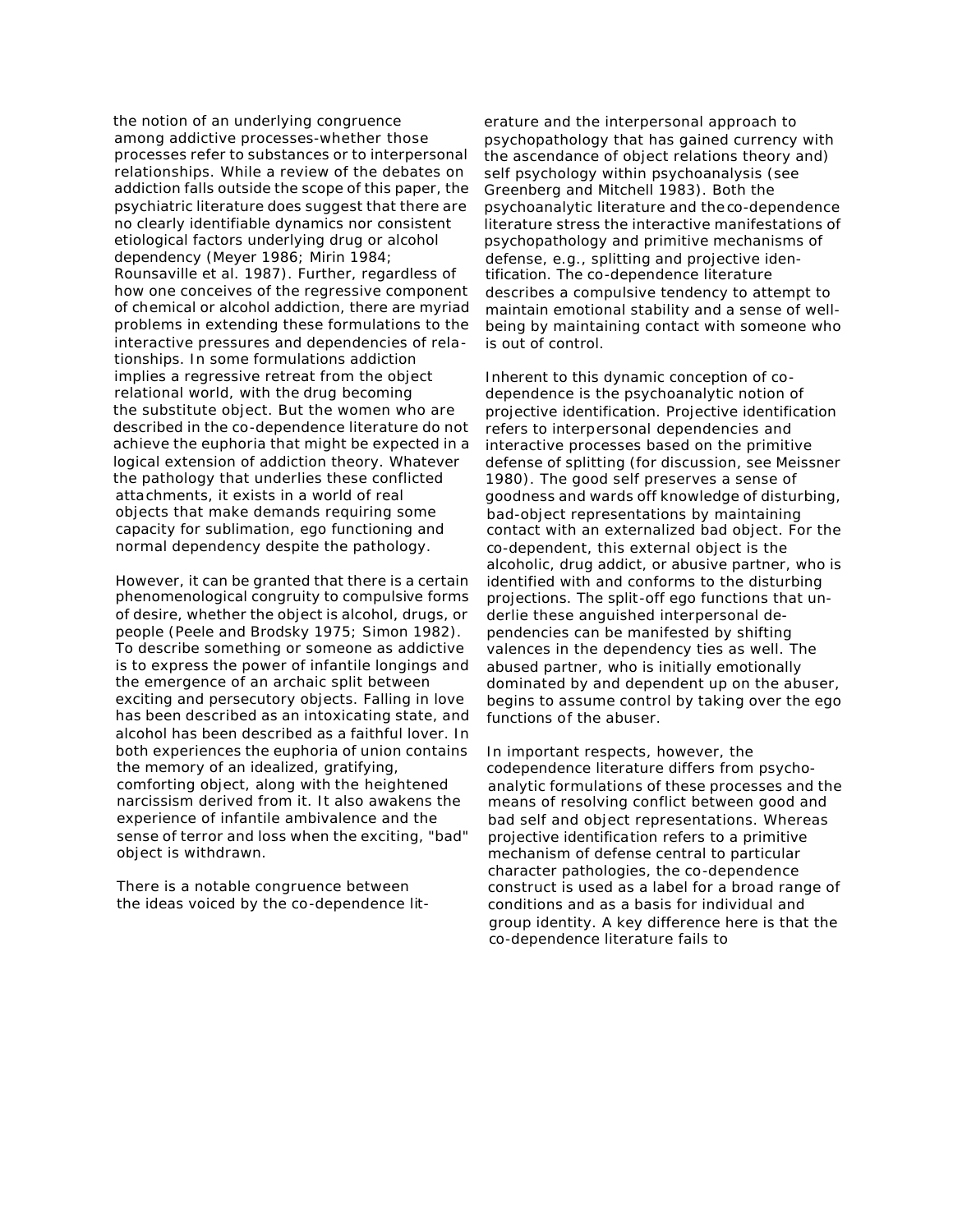the notion of an underlying congruence among addictive processes-whether those processes refer to substances or to interpersonal relationships. While a review of the debates on addiction falls outside the scope of this paper, the psychiatric literature does suggest that there are no clearly identifiable dynamics nor consistent etiological factors underlying drug or alcohol dependency (Meyer 1986; Mirin 1984; Rounsaville et al. 1987). Further, regardless of how one conceives of the regressive component of chemical or alcohol addiction, there are myriad problems in extending these formulations to the interactive pressures and dependencies of relationships. In some formulations addiction implies a regressive retreat from the object relational world, with the drug becoming the substitute object. But the women who are described in the co-dependence literature do not achieve the euphoria that might be expected in a logical extension of addiction theory. Whatever the pathology that underlies these conflicted attachments, it exists in a world of real objects that make demands requiring some capacity for sublimation, ego functioning and normal dependency despite the pathology.

However, it can be granted that there is a certain phenomenological congruity to compulsive forms of desire, whether the object is alcohol, drugs, or people (Peele and Brodsky 1975; Simon 1982). To describe something or someone as addictive is to express the power of infantile longings and the emergence of an archaic split between exciting and persecutory objects. Falling in love has been described as an intoxicating state, and alcohol has been described as a faithful lover. In both experiences the euphoria of union contains the memory of an idealized, gratifying, comforting object, along with the heightened narcissism derived from it. It also awakens the experience of infantile ambivalence and the sense of terror and loss when the exciting, "bad" object is withdrawn.

There is a notable congruence between the ideas voiced by the co-dependence literature and the interpersonal approach to psychopathology that has gained currency with the ascendance of object relations theory and) self psychology within psychoanalysis (see Greenberg and Mitchell 1983). Both the psychoanalytic literature and the co-dependence literature stress the interactive manifestations of psychopathology and primitive mechanisms of defense, e.g., splitting and projective identification. The co-dependence literature describes a compulsive tendency to attempt to maintain emotional stability and a sense of well-being by maintaining contact with someone who is out of control.

Inherent to this dynamic conception of co-dependence is the psychoanalytic notion of projective identification. Projective identification refers to interpersonal dependencies and interactive processes based on the primitive defense of splitting (for discussion, see Meissner 1980). The good self preserves a sense of goodness and wards off knowledge of disturbing, bad-object representations by maintaining contact with an externalized bad object. For the co-dependent, this external object is the alcoholic, drug addict, or abusive partner, who is identified with and conforms to the disturbing projections. The split-off ego functions that underlie these anguished interpersonal dependencies can be manifested by shifting valences in the dependency ties as well. The abused partner, who is initially emotionally dominated by and dependent up on the abuser, begins to assume control by taking over the ego functions of the abuser.

In important respects, however, the codependence literature differs from psychoanalytic formulations of these processes and the means of resolving conflict between good and bad self and object representations. Whereas projective identification refers to a primitive mechanism of defense central to particular character pathologies, the co-dependence construct is used as a label for a broad range of conditions and as a basis for individual and group identity. A key difference here is that the co-dependence literature fails to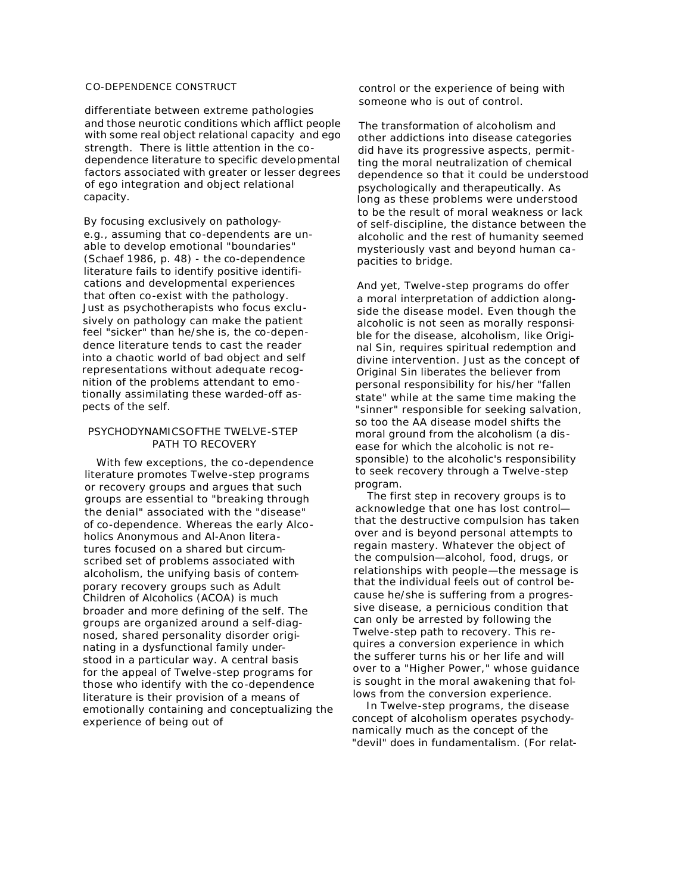differentiate between extreme pathologies and those neurotic conditions which afflict people with some real object relational capacity and ego strength. There is little attention in the co-dependence literature to specific developmental factors associated with greater or lesser degrees of ego integration and object relational capacity.

By focusing exclusively on pathology—e.g., assuming that co-dependents are unable to develop emotional "boundaries" (Schaef 1986, p. 48) - the co-dependence literature fails to identify positive identifications and developmental experiences that often co-exist with the pathology. Just as psychotherapists who focus exclusively on pathology can make the patient feel "sicker" than he/she is, the co-dependence literature tends to cast the reader into a chaotic world of bad object and self representations without adequate recognition of the problems attendant to emotionally assimilating these warded-off aspects of the self.

## PSYCHODYNAMICS OF THE TWELVE-STEP PATH TO RECOVERY

With few exceptions, the co-dependence literature promotes Twelve-step programs or recovery groups and argues that such groups are essential to "breaking through the denial" associated with the "disease" of co-dependence. Whereas the early Alcoholics Anonymous and Al-Anon literatures focused on a shared but circumscribed set of problems associated with alcoholism, the unifying basis of contemporary recovery groups such as Adult Children of Alcoholics (ACOA) is much broader and more defining of the self. The groups are organized around a self-diagnosed, shared personality disorder originating in a dysfunctional family understood in a particular way. A central basis for the appeal of Twelve-step programs for those who identify with the co-dependence literature is their provision of a means of emotionally containing and conceptualizing the experience of being out of control or the experience of being with someone who is out of control.

The transformation of alcoholism and other addictions into disease categories did have its progressive aspects, permitting the moral neutralization of chemical dependence so that it could be understood psychologically and therapeutically. As long as these problems were understood to be the result of moral weakness or lack of self-discipline, the distance between the alcoholic and the rest of humanity seemed mysteriously vast and beyond human capacities to bridge.

And yet, Twelve-step programs do offer a moral interpretation of addiction alongside the disease model. Even though the alcoholic is not seen as morally responsible for the disease, alcoholism, like Original Sin, requires spiritual redemption and divine intervention. Just as the concept of Original Sin liberates the believer from personal responsibility for his/her "fallen state" while at the same time making the "sinner" responsible for seeking salvation, so too the AA disease model shifts the moral ground from the alcoholism (a disease for which the alcoholic is not responsible) to the alcoholic's responsibility to seek recovery through a Twelve-step program.

The first step in recovery groups is to acknowledge that one has lost control—that the destructive compulsion has taken over and is beyond personal attempts to regain mastery. Whatever the object of the compulsion—alcohol, food, drugs, or relationships with people—the message is that the individual feels out of control because he/she is suffering from a progressive disease, a pernicious condition that can only be arrested by following the Twelve-step path to recovery. This requires a conversion experience in which the sufferer turns his or her life and will over to a "Higher Power," whose guidance is sought in the moral awakening that follows from the conversion experience.

In Twelve-step programs, the disease concept of alcoholism operates psychodynamically much as the concept of the "devil" does in fundamentalism. (For relat-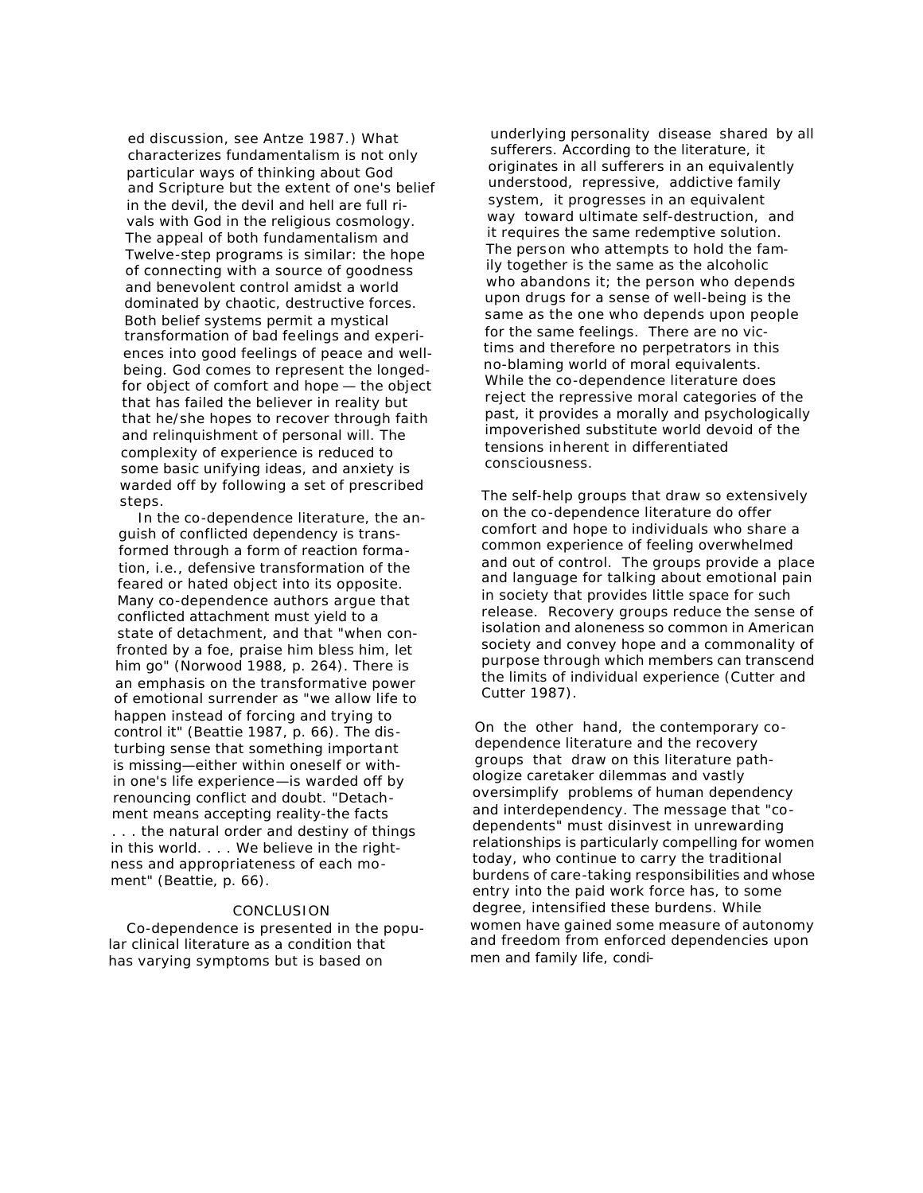ed discussion, see Antze 1987.) What characterizes fundamentalism is not only particular ways of thinking about God and Scripture but the extent of one's belief in the devil, the devil and hell are full rivals with God in the religious cosmology. The appeal of both fundamentalism and Twelve-step programs is similar: the hope of connecting with a source of goodness and benevolent control amidst a world dominated by chaotic, destructive forces. Both belief systems permit a mystical transformation of bad feelings and experiences into good feelings of peace and well-being. God comes to represent the longed-for object of comfort and hope — the object that has failed the believer in reality but that he/she hopes to recover through faith and relinquishment of personal will. The complexity of experience is reduced to some basic unifying ideas, and anxiety is warded off by following a set of prescribed steps.

In the co-dependence literature, the anguish of conflicted dependency is transformed through a form of reaction formation, i.e., defensive transformation of the feared or hated object into its opposite. Many co-dependence authors argue that conflicted attachment must yield to a state of detachment, and that "when confronted by a foe, praise him bless him, let him go" (Norwood 1988, p. 264). There is an emphasis on the transformative power of emotional surrender as "we allow life to happen instead of forcing and trying to control it" (Beattie 1987, p. 66). The disturbing sense that something important is missing—either within oneself or within one's life experience—is warded off by renouncing conflict and doubt. "Detachment means accepting reality-the facts . . . the natural order and destiny of things in this world. . . . We believe in the rightness and appropriateness of each moment" (Beattie, p. 66).

## CONCLUSION

Co-dependence is presented in the popular clinical literature as a condition that has varying symptoms but is based on underlying personality disease shared by all sufferers. According to the literature, it originates in all sufferers in an equivalently understood, repressive, addictive family system, it progresses in an equivalent way toward ultimate self-destruction, and it requires the same redemptive solution. The person who attempts to hold the family together is the same as the alcoholic who abandons it; the person who depends upon drugs for a sense of well-being is the same as the one who depends upon people for the same feelings. There are no victims and therefore no perpetrators in this no-blaming world of moral equivalents. While the co-dependence literature does reject the repressive moral categories of the past, it provides a morally and psychologically impoverished substitute world devoid of the tensions inherent in differentiated consciousness.

The self-help groups that draw so extensively on the co-dependence literature do offer comfort and hope to individuals who share a common experience of feeling overwhelmed and out of control. The groups provide a place and language for talking about emotional pain in society that provides little space for such release. Recovery groups reduce the sense of isolation and aloneness so common in American society and convey hope and a commonality of purpose through which members can transcend the limits of individual experience (Cutter and Cutter 1987).

On the other hand, the contemporary co-dependence literature and the recovery groups that draw on this literature pathologize caretaker dilemmas and vastly oversimplify problems of human dependency and interdependency. The message that "co-dependents" must disinvest in unrewarding relationships is particularly compelling for women today, who continue to carry the traditional burdens of care-taking responsibilities and whose entry into the paid work force has, to some degree, intensified these burdens. While women have gained some measure of autonomy and freedom from enforced dependencies upon men and family life, condi-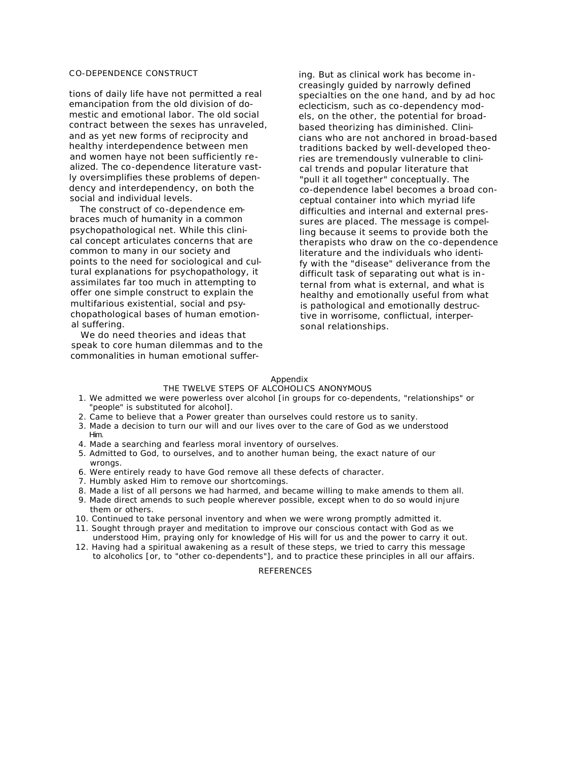tions of daily life have not permitted a real emancipation from the old division of domestic and emotional labor. The old social contract between the sexes has unraveled, and as yet new forms of reciprocity and healthy interdependence between men and women haye not been sufficiently realized. The co-dependence literature vastly oversimplifies these problems of dependency and interdependency, on both the social and individual levels.

The construct of co-dependence embraces much of humanity in a common psychopathological net. While this clinical concept articulates concerns that are common to many in our society and points to the need for sociological and cultural explanations for psychopathology, it assimilates far too much in attempting to offer one simple construct to explain the multifarious existential, social and psychopathological bases of human emotional suffering.

We do need theories and ideas that speak to core human dilemmas and to the commonalities in human emotional suffering. But as clinical work has become increasingly guided by narrowly defined specialties on the one hand, and by ad hoc eclecticism, such as co-dependency models, on the other, the potential for broad-based theorizing has diminished. Clinicians who are not anchored in broad-based traditions backed by well-developed theories are tremendously vulnerable to clinical trends and popular literature that "pull it all together" conceptually. The co-dependence label becomes a broad conceptual container into which myriad life difficulties and internal and external pressures are placed. The message is compelling because it seems to provide both the therapists who draw on the co-dependence literature and the individuals who identify with the "disease" deliverance from the difficult task of separating out what is internal from what is external, and what is healthy and emotionally useful from what is pathological and emotionally destructive in worrisome, conflictual, interpersonal relationships.

## Appendix

### THE TWELVE STEPS OF ALCOHOLICS ANONYMOUS

1. We admitted we were powerless over alcohol [in groups for co-dependents, "relationships" or "people" is substituted for alcohol].
2. Came to believe that a Power greater than ourselves could restore us to sanity.
3. Made a decision to turn our will and our lives over to the care of God as we understood Him.
4. Made a searching and fearless moral inventory of ourselves.
5. Admitted to God, to ourselves, and to another human being, the exact nature of our wrongs.
6. Were entirely ready to have God remove all these defects of character.
7. Humbly asked Him to remove our shortcomings.
8. Made a list of all persons we had harmed, and became willing to make amends to them all.
9. Made direct amends to such people wherever possible, except when to do so would injure them or others.
10. Continued to take personal inventory and when we were wrong promptly admitted it.
11. Sought through prayer and meditation to improve our conscious contact with God as we understood Him, praying only for knowledge of His will for us and the power to carry it out.
12. Having had a spiritual awakening as a result of these steps, we tried to carry this message to alcoholics [or, to "other co-dependents"], and to practice these principles in all our affairs.

## REFERENCES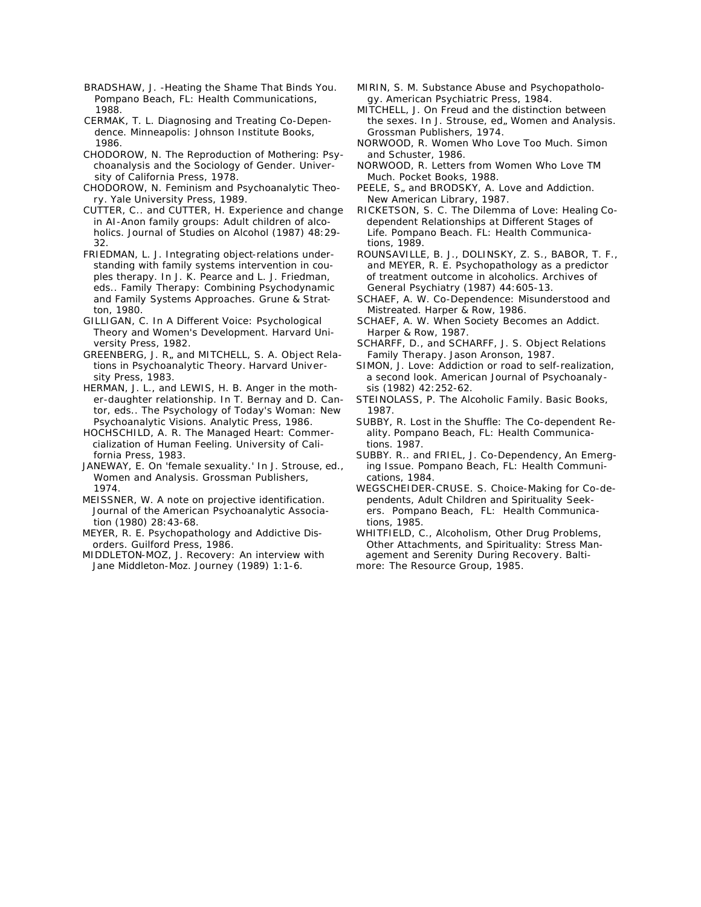BRADSHAW, J. -Heating the Shame That Binds You. Pompano Beach, FL: Health Communications, 1988.

CERMAK, T. L. Diagnosing and Treating Co-Dependence. Minneapolis: Johnson Institute Books, 1986.

CHODOROW, N. The Reproduction of Mothering: Psychoanalysis and the Sociology of Gender. University of California Press, 1978.

CHODOROW, N. Feminism and Psychoanalytic Theory. Yale University Press, 1989.

CUTTER, C.. and CUTTER, H. Experience and change in Al-Anon family groups: Adult children of alcoholics. Journal of Studies on Alcohol (1987) 48:29-32.

FRIEDMAN, L. J. Integrating object-relations understanding with family systems intervention in couples therapy. In J. K. Pearce and L. J. Friedman, eds.. Family Therapy: Combining Psychodynamic and Family Systems Approaches. Grune & Stratton, 1980.

GILLIGAN, C. In A Different Voice: Psychological Theory and Women's Development. Harvard University Press, 1982.

GREENBERG, J. R„ and MITCHELL, S. A. Object Relations in Psychoanalytic Theory. Harvard University Press, 1983.

HERMAN, J. L., and LEWIS, H. B. Anger in the mother-daughter relationship. In T. Bernay and D. Cantor, eds.. The Psychology of Today's Woman: New Psychoanalytic Visions. Analytic Press, 1986.

HOCHSCHILD, A. R. The Managed Heart: Commercialization of Human Feeling. University of California Press, 1983.

JANEWAY, E. On 'female sexuality.' In J. Strouse, ed., Women and Analysis. Grossman Publishers, 1974.

MEISSNER, W. A note on projective identification. Journal of the American Psychoanalytic Association (1980) 28:43-68.

MEYER, R. E. Psychopathology and Addictive Disorders. Guilford Press, 1986.

MIDDLETON-MOZ, J. Recovery: An interview with Jane Middleton-Moz. Journey (1989) 1:1-6.

MIRIN, S. M. Substance Abuse and Psychopathology. American Psychiatric Press, 1984.

MITCHELL, J. On Freud and the distinction between the sexes. In J. Strouse, ed„ Women and Analysis. Grossman Publishers, 1974.

NORWOOD, R. Women Who Love Too Much. Simon and Schuster, 1986.

NORWOOD, R. Letters from Women Who Love TM Much. Pocket Books, 1988.

PEELE, S„ and BRODSKY, A. Love and Addiction. New American Library, 1987.

RICKETSON, S. C. The Dilemma of Love: Healing Co-dependent Relationships at Different Stages of Life. Pompano Beach. FL: Health Communications, 1989.

ROUNSAVILLE, B. J., DOLINSKY, Z. S., BABOR, T. F., and MEYER, R. E. Psychopathology as a predictor of treatment outcome in alcoholics. Archives of General Psychiatry (1987) 44:605-13.

SCHAEF, A. W. Co-Dependence: Misunderstood and Mistreated. Harper & Row, 1986.

SCHAEF, A. W. When Society Becomes an Addict. Harper & Row, 1987.

SCHARFF, D., and SCHARFF, J. S. Object Relations Family Therapy. Jason Aronson, 1987.

SIMON, J. Love: Addiction or road to self-realization, a second look. American Journal of Psychoanalysis (1982) 42:252-62.

STEINOLASS, P. The Alcoholic Family. Basic Books, 1987.

SUBBY, R. Lost in the Shuffle: The Co-dependent Reality. Pompano Beach, FL: Health Communications. 1987.

SUBBY. R.. and FRIEL, J. Co-Dependency, An Emerging Issue. Pompano Beach, FL: Health Communications, 1984.

WEGSCHEIDER-CRUSE. S. Choice-Making for Co-dependents, Adult Children and Spirituality Seekers. Pompano Beach, FL: Health Communications, 1985.

WHITFIELD, C., Alcoholism, Other Drug Problems, Other Attachments, and Spirituality: Stress Management and Serenity During Recovery. Baltimore: The Resource Group, 1985.